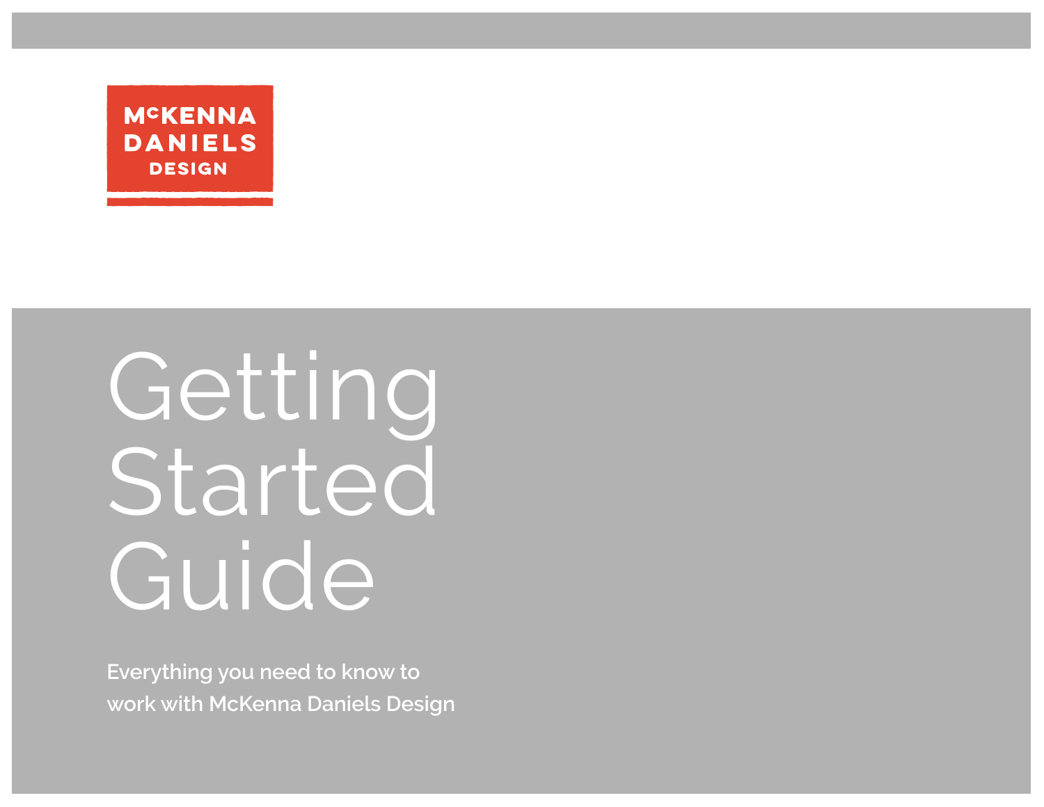McKENNA DANIELS DESIGN

# Getting Started Guide

Everything you need to know to work with McKenna Daniels Design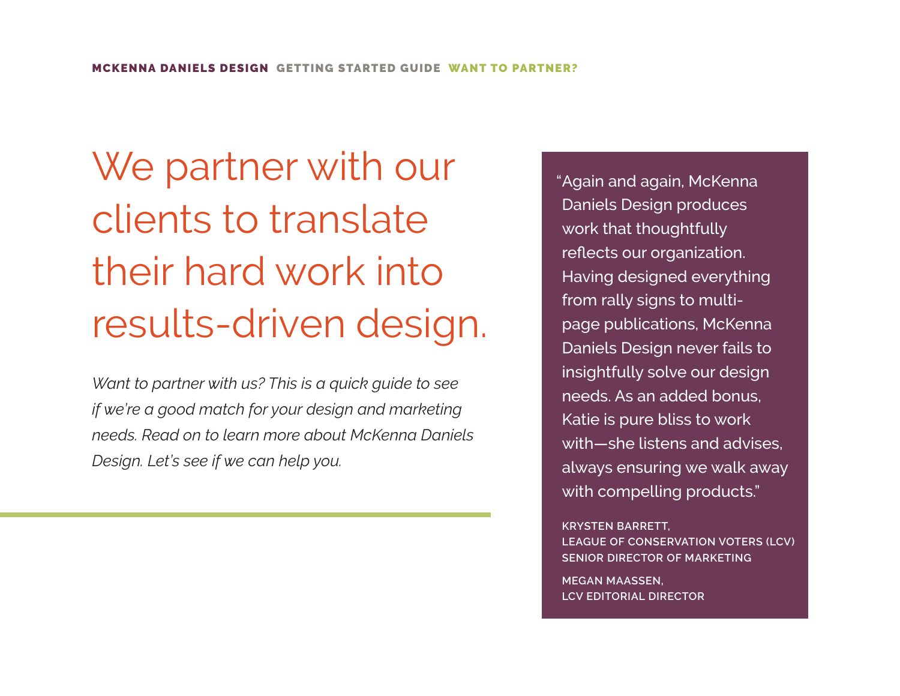# We partner with our clients to translate their hard work into results-driven design.

*Want to partner with us? This is a quick guide to see if we're a good match for your design and marketing needs. Read on to learn more about McKenna Daniels Design. Let's see if we can help you.*

"Again and again, McKenna Daniels Design produces work that thoughtfully reflects our organization. Having designed everything from rally signs to multi-page publications, McKenna Daniels Design never fails to insightfully solve our design needs. As an added bonus, Katie is pure bliss to work with—she listens and advises, always ensuring we walk away with compelling products."

KRYSTEN BARRETT,
LEAGUE OF CONSERVATION VOTERS (LCV)
SENIOR DIRECTOR OF MARKETING

MEGAN MAASSEN,
LCV EDITORIAL DIRECTOR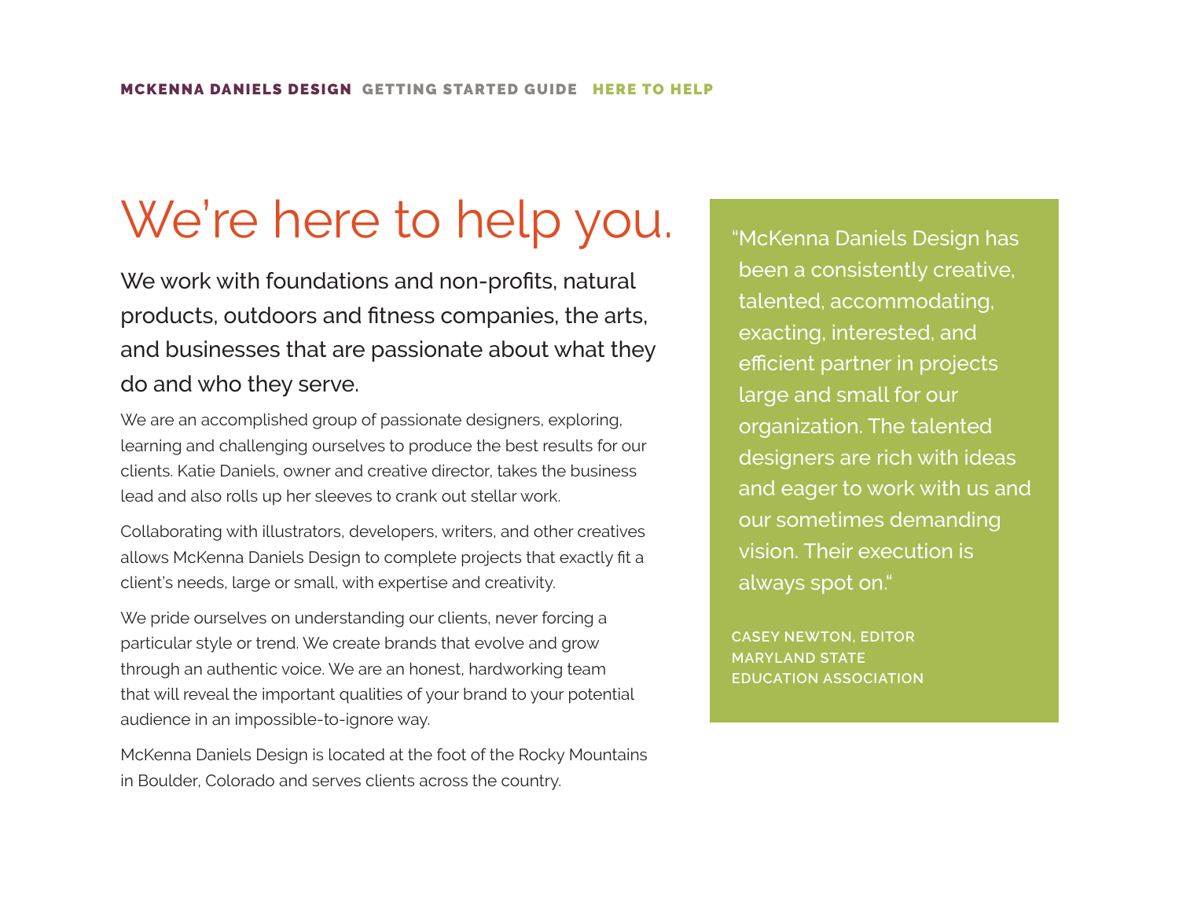# We're here to help you.

We work with foundations and non-profits, natural products, outdoors and fitness companies, the arts, and businesses that are passionate about what they do and who they serve.

We are an accomplished group of passionate designers, exploring, learning and challenging ourselves to produce the best results for our clients. Katie Daniels, owner and creative director, takes the business lead and also rolls up her sleeves to crank out stellar work.

Collaborating with illustrators, developers, writers, and other creatives allows McKenna Daniels Design to complete projects that exactly fit a client's needs, large or small, with expertise and creativity.

We pride ourselves on understanding our clients, never forcing a particular style or trend. We create brands that evolve and grow through an authentic voice. We are an honest, hardworking team that will reveal the important qualities of your brand to your potential audience in an impossible-to-ignore way.

McKenna Daniels Design is located at the foot of the Rocky Mountains in Boulder, Colorado and serves clients across the country.

> "McKenna Daniels Design has been a consistently creative, talented, accommodating, exacting, interested, and efficient partner in projects large and small for our organization. The talented designers are rich with ideas and eager to work with us and our sometimes demanding vision. Their execution is always spot on."
>
> CASEY NEWTON, EDITOR
> MARYLAND STATE
> EDUCATION ASSOCIATION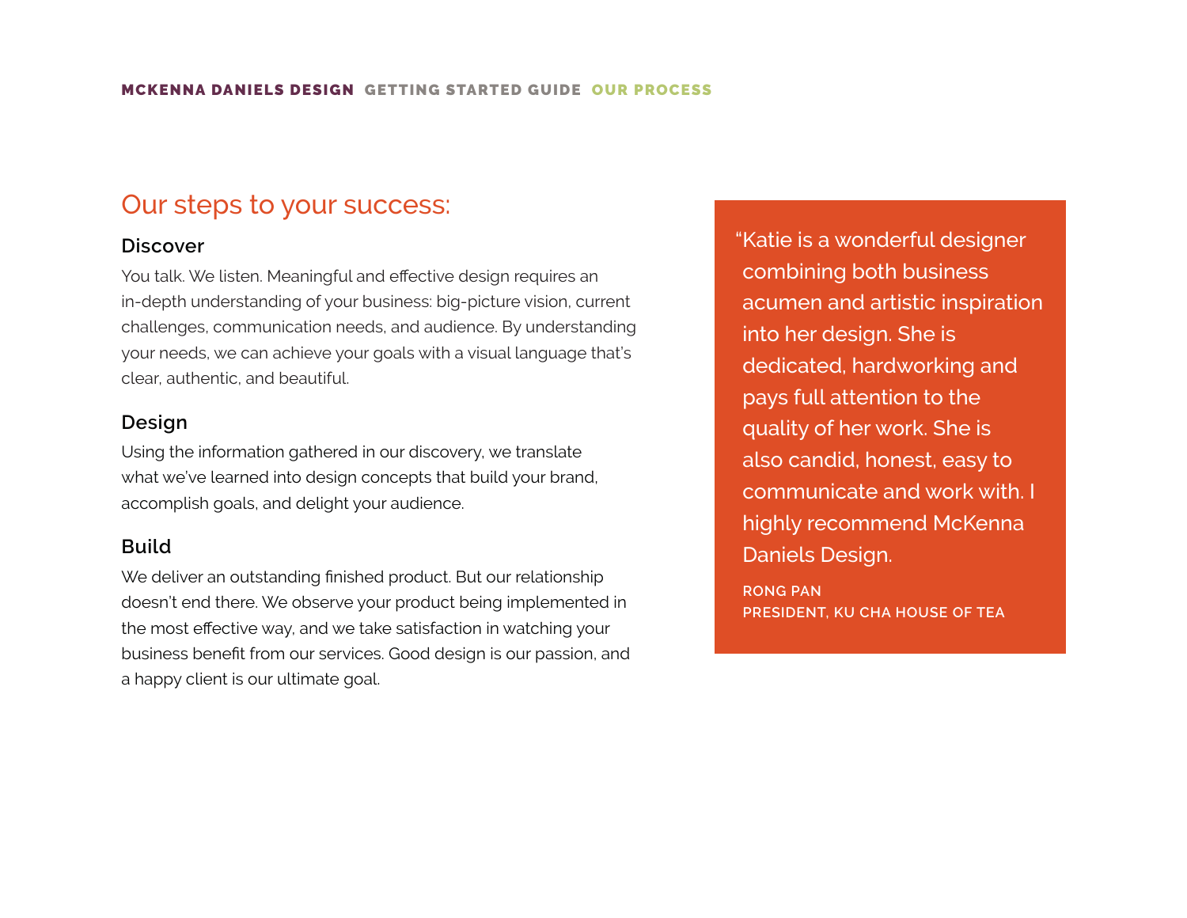## Our steps to your success:

### Discover

You talk. We listen. Meaningful and effective design requires an in-depth understanding of your business: big-picture vision, current challenges, communication needs, and audience. By understanding your needs, we can achieve your goals with a visual language that's clear, authentic, and beautiful.

### Design

Using the information gathered in our discovery, we translate what we've learned into design concepts that build your brand, accomplish goals, and delight your audience.

### Build

We deliver an outstanding finished product. But our relationship doesn't end there. We observe your product being implemented in the most effective way, and we take satisfaction in watching your business benefit from our services. Good design is our passion, and a happy client is our ultimate goal.

> "Katie is a wonderful designer combining both business acumen and artistic inspiration into her design. She is dedicated, hardworking and pays full attention to the quality of her work. She is also candid, honest, easy to communicate and work with. I highly recommend McKenna Daniels Design.
>
> **RONG PAN**
> **PRESIDENT, KU CHA HOUSE OF TEA**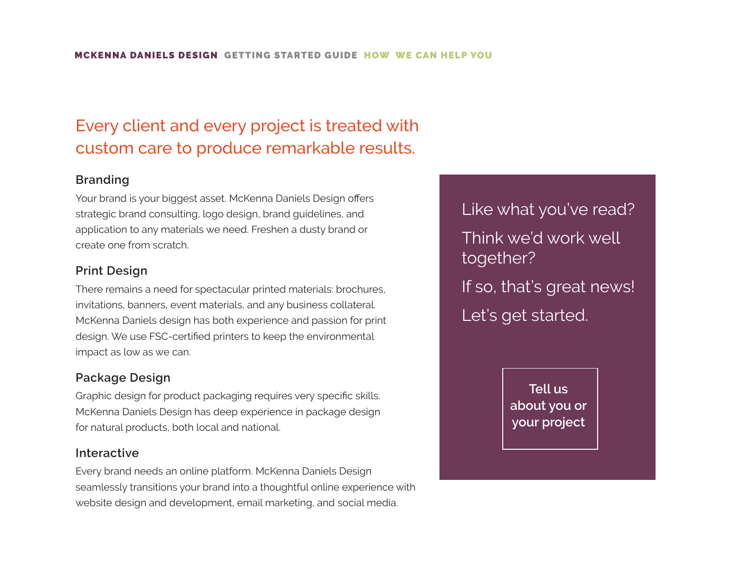# Every client and every project is treated with custom care to produce remarkable results.

### Branding

Your brand is your biggest asset. McKenna Daniels Design offers strategic brand consulting, logo design, brand guidelines, and application to any materials we need. Freshen a dusty brand or create one from scratch.

### Print Design

There remains a need for spectacular printed materials: brochures, invitations, banners, event materials, and any business collateral. McKenna Daniels design has both experience and passion for print design. We use FSC-certified printers to keep the environmental impact as low as we can.

### Package Design

Graphic design for product packaging requires very specific skills. McKenna Daniels Design has deep experience in package design for natural products, both local and national.

### Interactive

Every brand needs an online platform. McKenna Daniels Design seamlessly transitions your brand into a thoughtful online experience with website design and development, email marketing, and social media.

Like what you've read?

Think we'd work well together?

If so, that's great news!

Let's get started.

**Tell us about you or your project**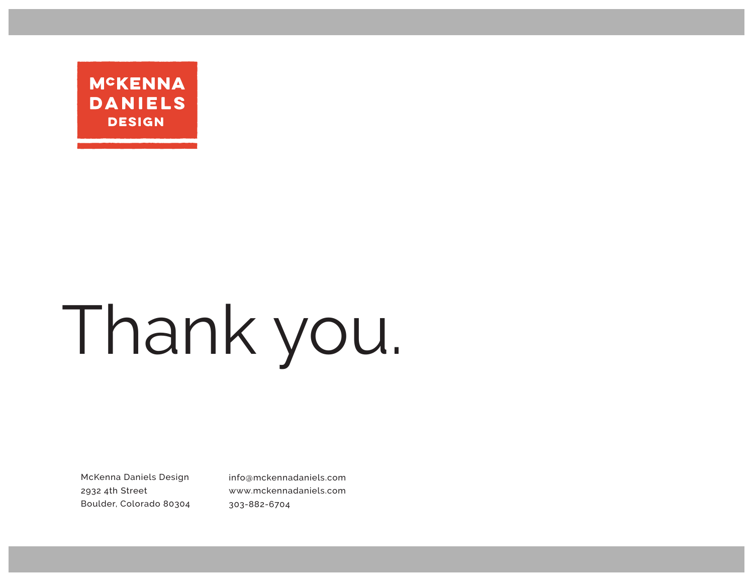McKENNA DANIELS DESIGN

# Thank you.

McKenna Daniels Design
2932 4th Street
Boulder, Colorado 80304

info@mckennadaniels.com
www.mckennadaniels.com
303-882-6704